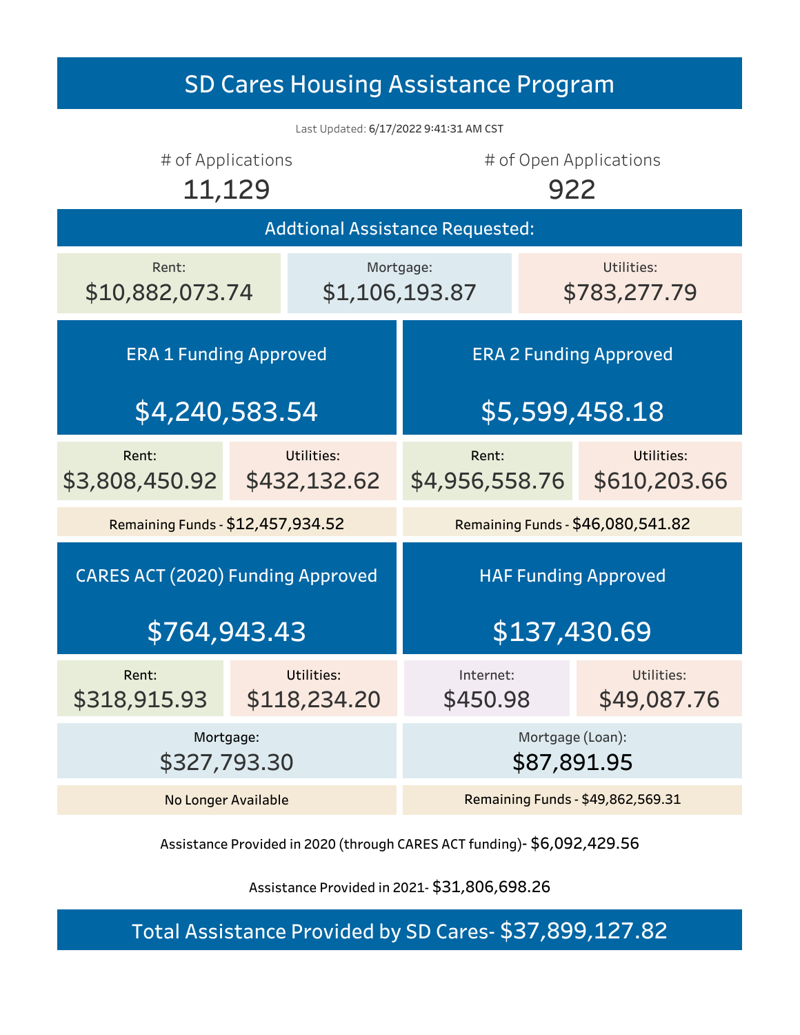# SD Cares Housing Assistance Program

Last Updated: **6/17/2022 9:41:31 AM CST**

| # of Applications | # of Open Applications |
|---|---|
| 11,129 | 922 |

## Addtional Assistance Requested:

| Rent: | Mortgage: | Utilities: |
|---|---|---|
| $10,882,073.74 | $1,106,193.87 | $783,277.79 |

## ERA 1 Funding Approved

**$4,240,583.54**

| Rent: | Utilities: |
|---|---|
| $3,808,450.92 | $432,132.62 |

Remaining Funds - $12,457,934.52

## ERA 2 Funding Approved

**$5,599,458.18**

| Rent: | Utilities: |
|---|---|
| $4,956,558.76 | $610,203.66 |

Remaining Funds - $46,080,541.82

## CARES ACT (2020) Funding Approved

**$764,943.43**

| Rent: | Utilities: |
|---|---|
| $318,915.93 | $118,234.20 |

Mortgage: $327,793.30

No Longer Available

## HAF Funding Approved

**$137,430.69**

| Internet: | Utilities: |
|---|---|
| $450.98 | $49,087.76 |

Mortgage (Loan): $87,891.95

Remaining Funds - $49,862,569.31

Assistance Provided in 2020 (through CARES ACT funding)- $6,092,429.56

Assistance Provided in 2021- $31,806,698.26

## Total Assistance Provided by SD Cares- $37,899,127.82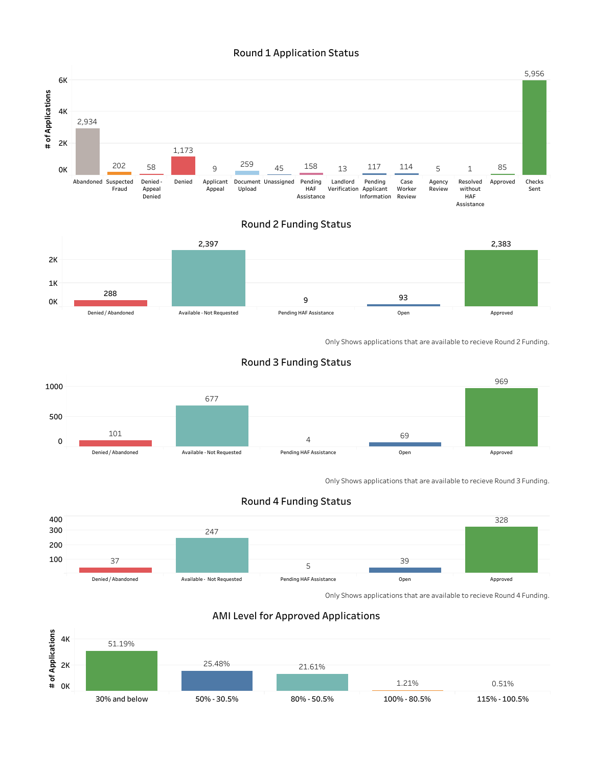## Round 1 Application Status

| Status | # of Applications |
|---|---|
| Abandoned | 2,934 |
| Suspected Fraud | 202 |
| Denied - Appeal Denied | 58 |
| Denied | 1,173 |
| Applicant Appeal | 9 |
| Document Upload | 259 |
| Unassigned | 45 |
| Pending HAF Assistance | 158 |
| Landlord Verification | 13 |
| Pending Applicant Information | 117 |
| Case Worker Review | 114 |
| Agency Review | 5 |
| Resolved without HAF Assistance | 1 |
| Approved | 85 |
| Checks Sent | 5,956 |

## Round 2 Funding Status

| Status | # of Applications |
|---|---|
| Denied / Abandoned | 288 |
| Available - Not Requested | 2,397 |
| Pending HAF Assistance | 9 |
| Open | 93 |
| Approved | 2,383 |

Only Shows applications that are available to recieve Round 2 Funding.

## Round 3 Funding Status

| Status | # of Applications |
|---|---|
| Denied / Abandoned | 101 |
| Available - Not Requested | 677 |
| Pending HAF Assistance | 4 |
| Open | 69 |
| Approved | 969 |

Only Shows applications that are available to recieve Round 3 Funding.

## Round 4 Funding Status

| Status | # of Applications |
|---|---|
| Denied / Abandoned | 37 |
| Available - Not Requested | 247 |
| Pending HAF Assistance | 5 |
| Open | 39 |
| Approved | 328 |

Only Shows applications that are available to recieve Round 4 Funding.

## AMI Level for Approved Applications

| AMI Level | % of Applications |
|---|---|
| 30% and below | 51.19% |
| 50% - 30.5% | 25.48% |
| 80% - 50.5% | 21.61% |
| 100% - 80.5% | 1.21% |
| 115% - 100.5% | 0.51% |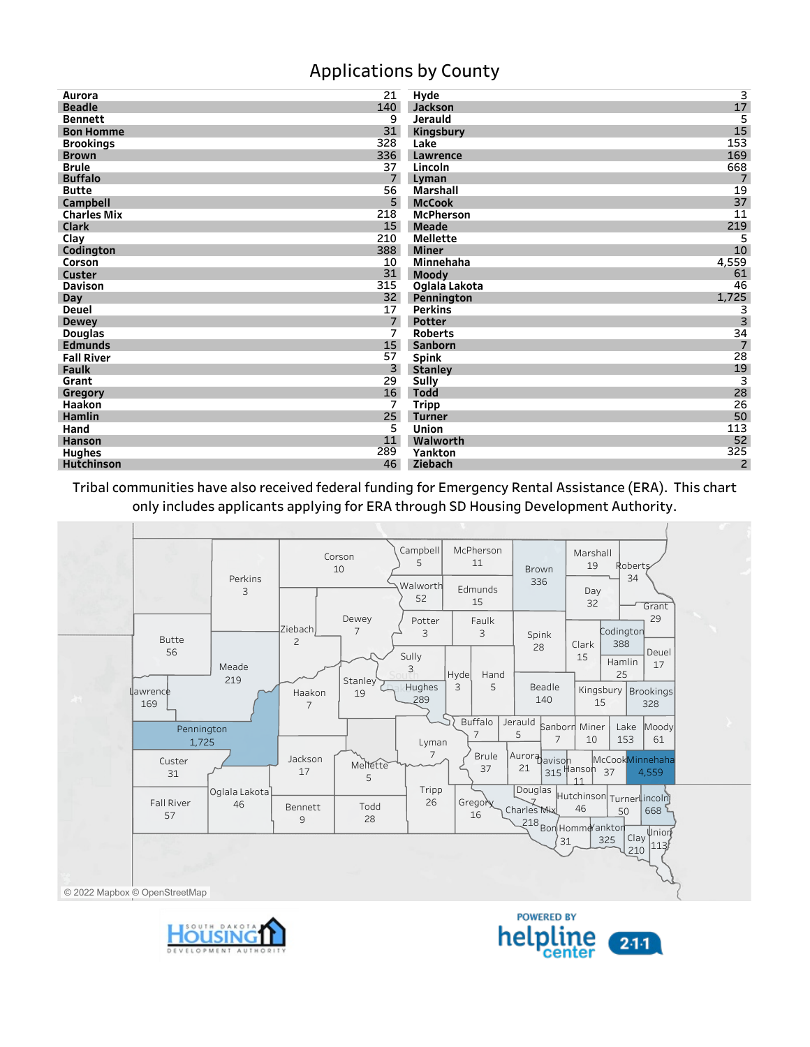# Applications by County

| | | | |
|---|---|---|---|
| Aurora | 21 | Hyde | 3 |
| Beadle | 140 | Jackson | 17 |
| Bennett | 9 | Jerauld | 5 |
| Bon Homme | 31 | Kingsbury | 15 |
| Brookings | 328 | Lake | 153 |
| Brown | 336 | Lawrence | 169 |
| Brule | 37 | Lincoln | 668 |
| Buffalo | 7 | Lyman | 7 |
| Butte | 56 | Marshall | 19 |
| Campbell | 5 | McCook | 37 |
| Charles Mix | 218 | McPherson | 11 |
| Clark | 15 | Meade | 219 |
| Clay | 210 | Mellette | 5 |
| Codington | 388 | Miner | 10 |
| Corson | 10 | Minnehaha | 4,559 |
| Custer | 31 | Moody | 61 |
| Davison | 315 | Oglala Lakota | 46 |
| Day | 32 | Pennington | 1,725 |
| Deuel | 17 | Perkins | 3 |
| Dewey | 7 | Potter | 3 |
| Douglas | 7 | Roberts | 34 |
| Edmunds | 15 | Sanborn | 7 |
| Fall River | 57 | Spink | 28 |
| Faulk | 3 | Stanley | 19 |
| Grant | 29 | Sully | 3 |
| Gregory | 16 | Todd | 28 |
| Haakon | 7 | Tripp | 26 |
| Hamlin | 25 | Turner | 50 |
| Hand | 5 | Union | 113 |
| Hanson | 11 | Walworth | 52 |
| Hughes | 289 | Yankton | 325 |
| Hutchinson | 46 | Ziebach | 2 |

Tribal communities have also received federal funding for Emergency Rental Assistance (ERA). This chart only includes applicants applying for ERA through SD Housing Development Authority.

Corson 10
Campbell 5
McPherson 11
Brown 336
Marshall 19
Roberts 34
Perkins 3
Walworth 52
Edmunds 15
Day 32
Grant 29
Butte 56
Ziebach 2
Dewey 7
Potter 3
Faulk 3
Spink 28
Codington 388
Clark 15
Deuel 17
Meade 219
Sully 3
Hamlin 25
Lawrence 169
Haakon 7
Stanley 19
Hughes 289
Hyde 3
Hand 5
Beadle 140
Kingsbury 15
Brookings 328
Pennington 1,725
Buffalo 7
Jerauld 5
Sanborn 7
Miner 10
Lake 153
Moody 61
Lyman 7
Custer 31
Jackson 17
Mellette 5
Brule 37
Aurora 21
Davison 315
Hanson 11
McCook 37
Minnehaha 4,559
Oglala Lakota 46
Tripp 26
Douglas 7
Fall River 57
Bennett 9
Todd 28
Gregory 16
Charles Mix 218
Hutchinson 46
Turner 50
Lincoln 668
Bon Homme 31
Yankton 325
Clay 210
Union 113

© 2022 Mapbox © OpenStreetMap

SOUTH DAKOTA HOUSING DEVELOPMENT AUTHORITY

POWERED BY helpline center 2-1-1